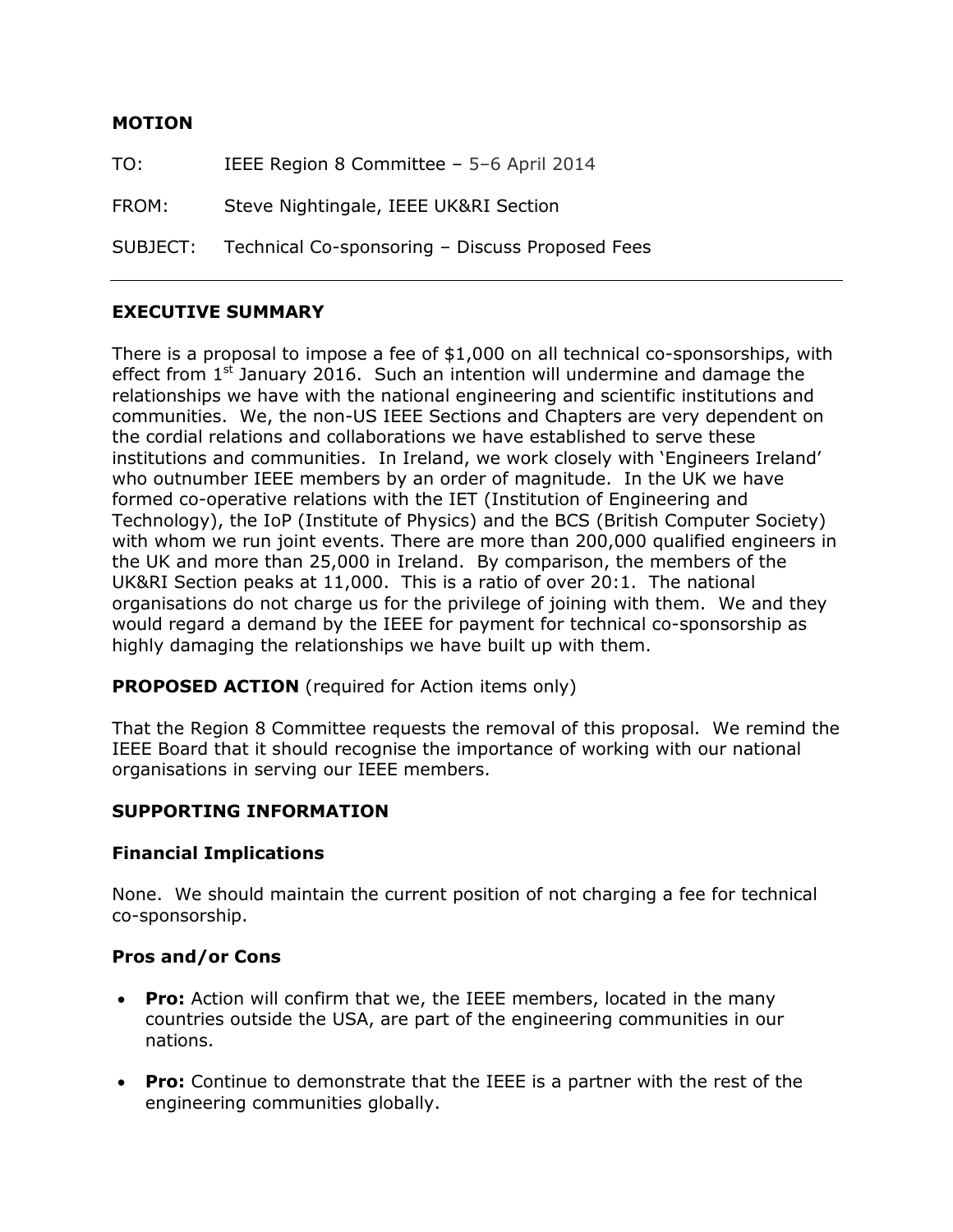# MOTION

TO: IEEE Region 8 Committee – 5–6 April 2014

FROM: Steve Nightingale, IEEE UK&RI Section

SUBJECT: Technical Co-sponsoring – Discuss Proposed Fees

---

## EXECUTIVE SUMMARY

There is a proposal to impose a fee of $1,000 on all technical co-sponsorships, with effect from 1st January 2016. Such an intention will undermine and damage the relationships we have with the national engineering and scientific institutions and communities. We, the non-US IEEE Sections and Chapters are very dependent on the cordial relations and collaborations we have established to serve these institutions and communities. In Ireland, we work closely with 'Engineers Ireland' who outnumber IEEE members by an order of magnitude. In the UK we have formed co-operative relations with the IET (Institution of Engineering and Technology), the IoP (Institute of Physics) and the BCS (British Computer Society) with whom we run joint events. There are more than 200,000 qualified engineers in the UK and more than 25,000 in Ireland. By comparison, the members of the UK&RI Section peaks at 11,000. This is a ratio of over 20:1. The national organisations do not charge us for the privilege of joining with them. We and they would regard a demand by the IEEE for payment for technical co-sponsorship as highly damaging the relationships we have built up with them.

**PROPOSED ACTION** (required for Action items only)

That the Region 8 Committee requests the removal of this proposal. We remind the IEEE Board that it should recognise the importance of working with our national organisations in serving our IEEE members.

## SUPPORTING INFORMATION

### Financial Implications

None. We should maintain the current position of not charging a fee for technical co-sponsorship.

### Pros and/or Cons

- **Pro:** Action will confirm that we, the IEEE members, located in the many countries outside the USA, are part of the engineering communities in our nations.
- **Pro:** Continue to demonstrate that the IEEE is a partner with the rest of the engineering communities globally.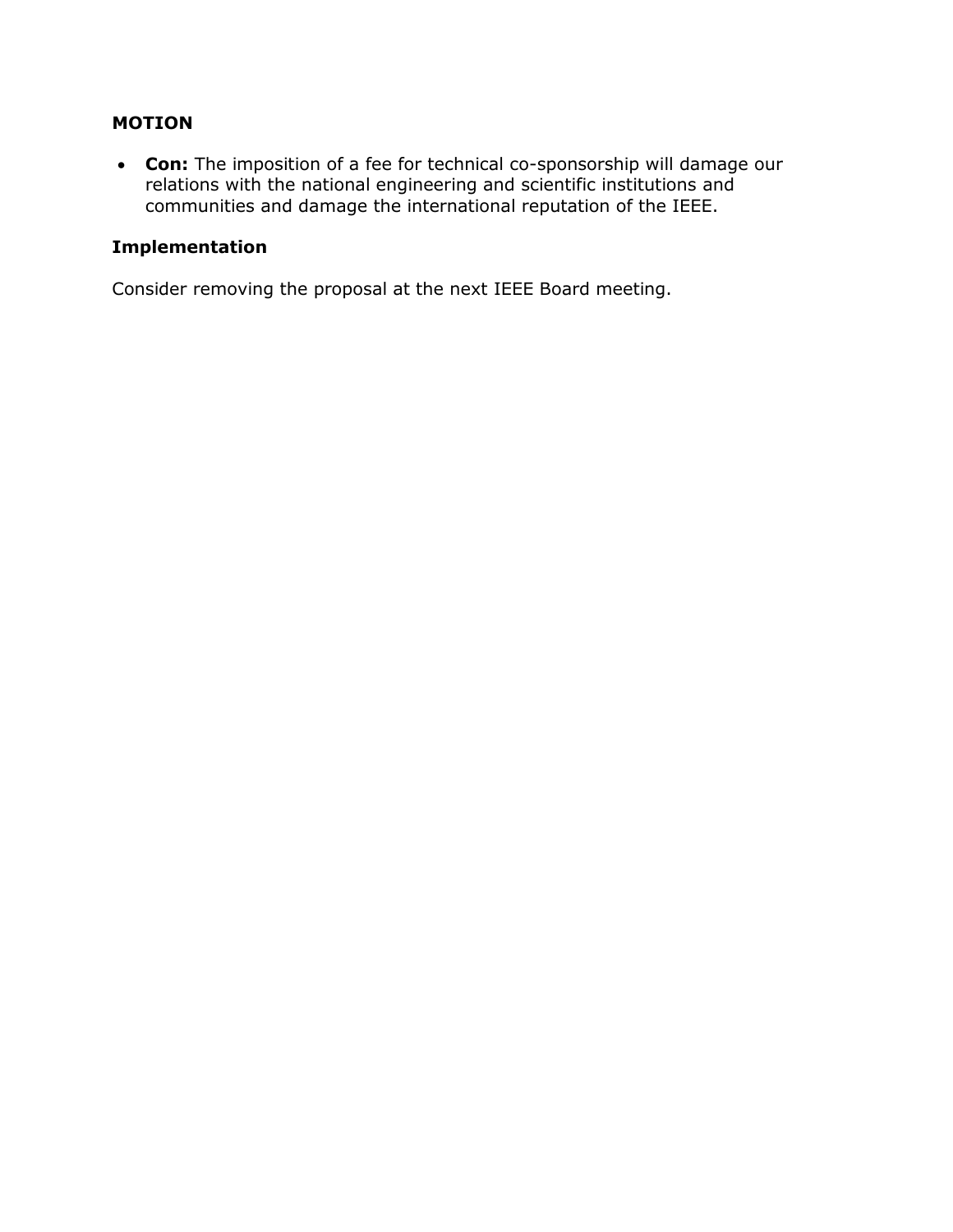**MOTION**

- **Con:** The imposition of a fee for technical co-sponsorship will damage our relations with the national engineering and scientific institutions and communities and damage the international reputation of the IEEE.

**Implementation**

Consider removing the proposal at the next IEEE Board meeting.